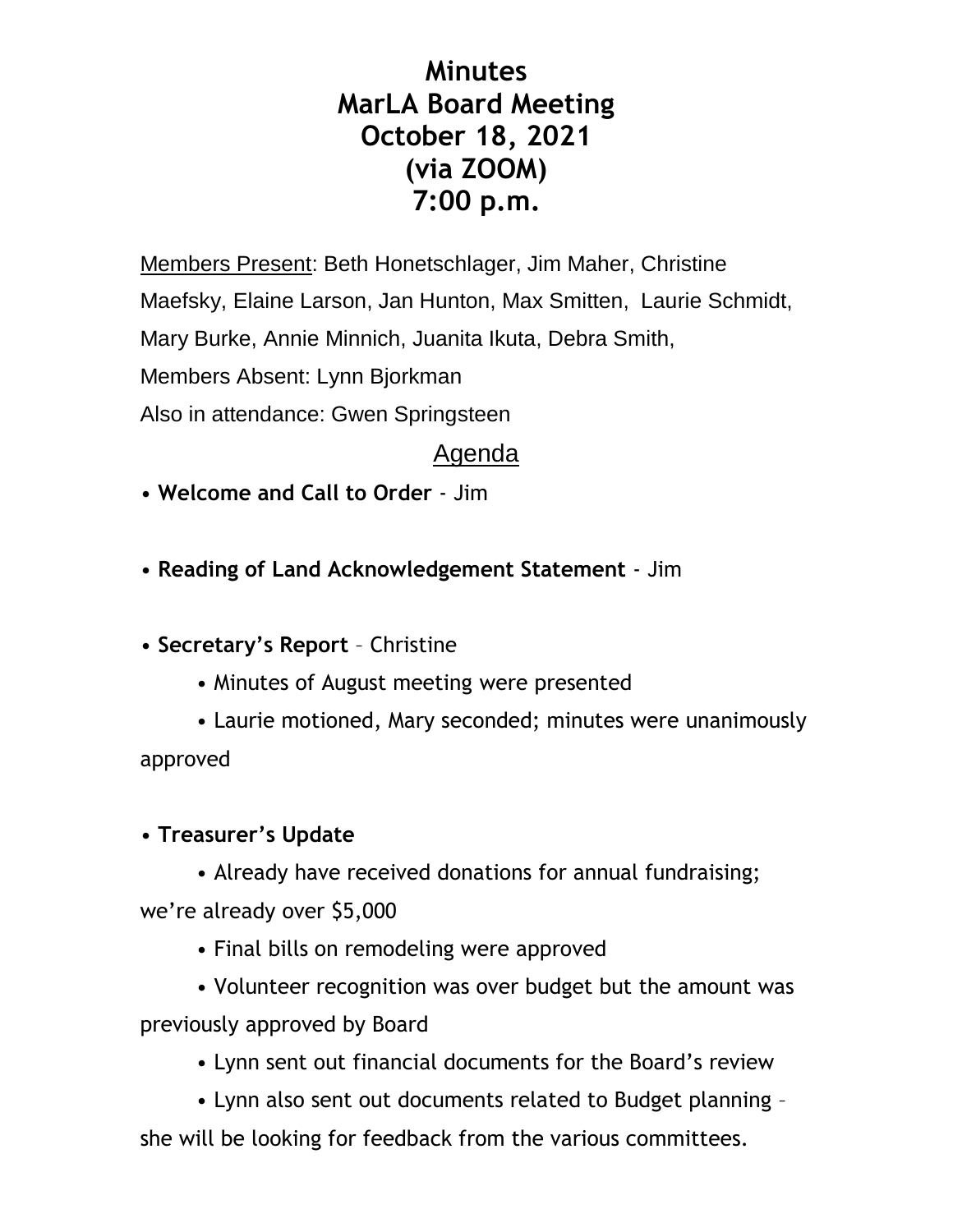# Minutes
# MarLA Board Meeting
# October 18, 2021
# (via ZOOM)
# 7:00 p.m.

Members Present: Beth Honetschlager, Jim Maher, Christine Maefsky, Elaine Larson, Jan Hunton, Max Smitten, Laurie Schmidt, Mary Burke, Annie Minnich, Juanita Ikuta, Debra Smith,

Members Absent: Lynn Bjorkman

Also in attendance: Gwen Springsteen

## Agenda

- **Welcome and Call to Order** - Jim

- **Reading of Land Acknowledgement Statement** - Jim

- **Secretary's Report** – Christine
  - Minutes of August meeting were presented
  - Laurie motioned, Mary seconded; minutes were unanimously approved

- **Treasurer's Update**
  - Already have received donations for annual fundraising; we're already over $5,000
  - Final bills on remodeling were approved
  - Volunteer recognition was over budget but the amount was previously approved by Board
  - Lynn sent out financial documents for the Board's review
  - Lynn also sent out documents related to Budget planning – she will be looking for feedback from the various committees.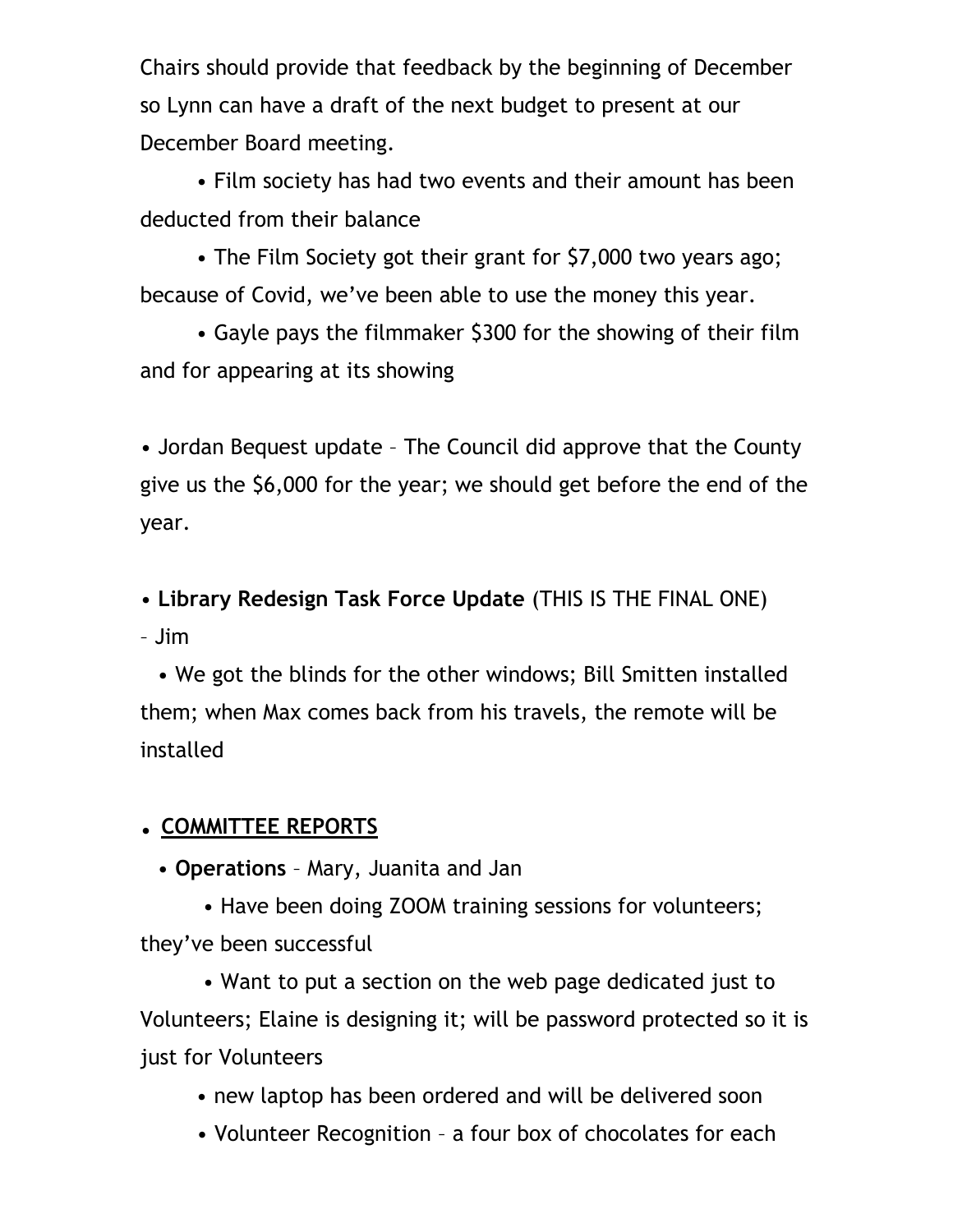Chairs should provide that feedback by the beginning of December so Lynn can have a draft of the next budget to present at our December Board meeting.

- Film society has had two events and their amount has been deducted from their balance
- The Film Society got their grant for $7,000 two years ago; because of Covid, we've been able to use the money this year.
- Gayle pays the filmmaker $300 for the showing of their film and for appearing at its showing

- Jordan Bequest update – The Council did approve that the County give us the $6,000 for the year; we should get before the end of the year.

- **Library Redesign Task Force Update** (THIS IS THE FINAL ONE) – Jim
  - We got the blinds for the other windows; Bill Smitten installed them; when Max comes back from his travels, the remote will be installed

- **COMMITTEE REPORTS**
  - **Operations** – Mary, Juanita and Jan
    - Have been doing ZOOM training sessions for volunteers; they've been successful
    - Want to put a section on the web page dedicated just to Volunteers; Elaine is designing it; will be password protected so it is just for Volunteers
    - new laptop has been ordered and will be delivered soon
    - Volunteer Recognition – a four box of chocolates for each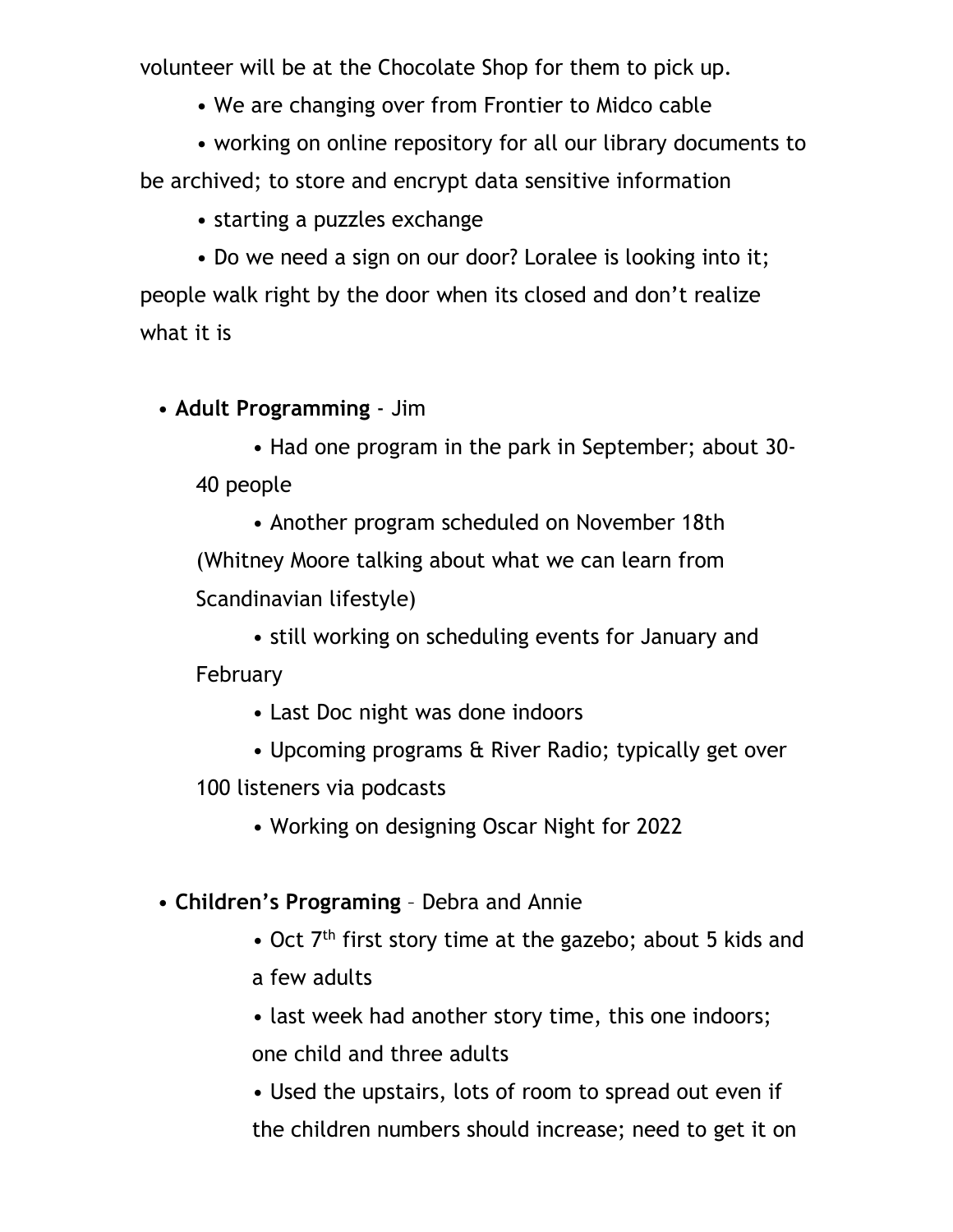volunteer will be at the Chocolate Shop for them to pick up.

- We are changing over from Frontier to Midco cable
- working on online repository for all our library documents to be archived; to store and encrypt data sensitive information
- starting a puzzles exchange
- Do we need a sign on our door? Loralee is looking into it; people walk right by the door when its closed and don't realize what it is

- **Adult Programming** - Jim
  - Had one program in the park in September; about 30-40 people
  - Another program scheduled on November 18th (Whitney Moore talking about what we can learn from Scandinavian lifestyle)
  - still working on scheduling events for January and February
  - Last Doc night was done indoors
  - Upcoming programs & River Radio; typically get over 100 listeners via podcasts
  - Working on designing Oscar Night for 2022

- **Children's Programing** – Debra and Annie
  - Oct 7th first story time at the gazebo; about 5 kids and a few adults
  - last week had another story time, this one indoors; one child and three adults
  - Used the upstairs, lots of room to spread out even if the children numbers should increase; need to get it on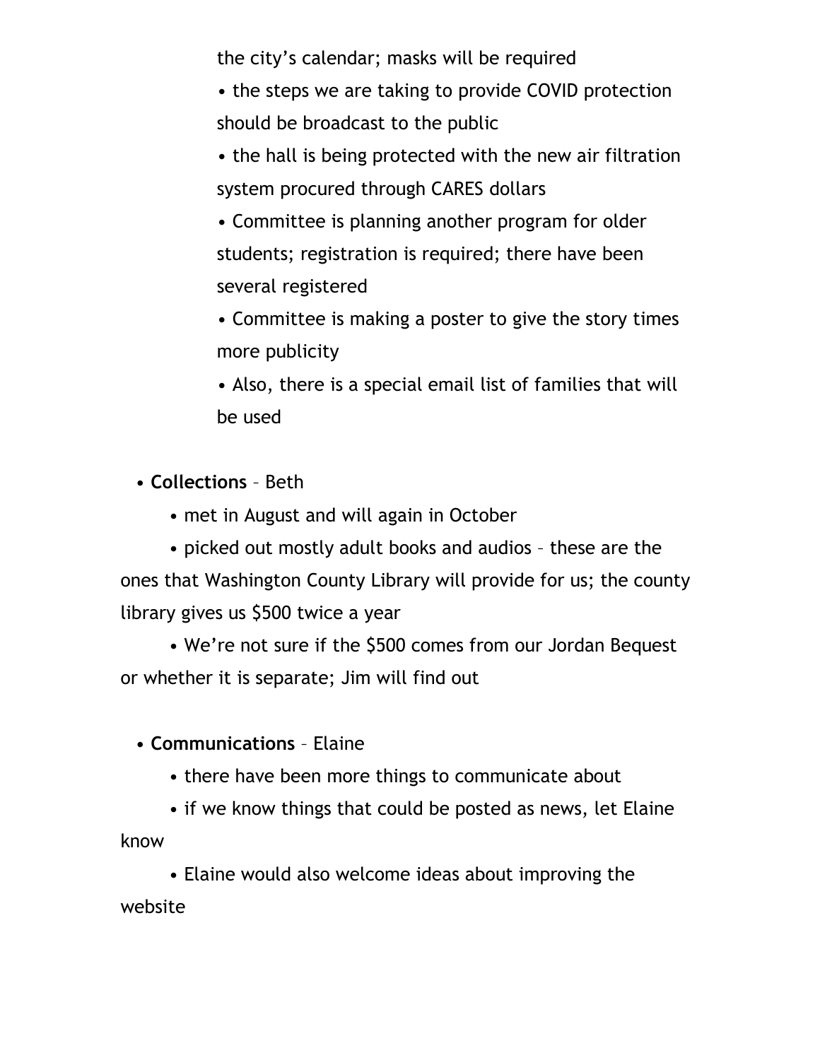the city's calendar; masks will be required

- the steps we are taking to provide COVID protection should be broadcast to the public
- the hall is being protected with the new air filtration system procured through CARES dollars
- Committee is planning another program for older students; registration is required; there have been several registered
- Committee is making a poster to give the story times more publicity
- Also, there is a special email list of families that will be used

- **Collections** – Beth
  - met in August and will again in October
  - picked out mostly adult books and audios – these are the ones that Washington County Library will provide for us; the county library gives us $500 twice a year
  - We're not sure if the $500 comes from our Jordan Bequest or whether it is separate; Jim will find out

- **Communications** – Elaine
  - there have been more things to communicate about
  - if we know things that could be posted as news, let Elaine know
  - Elaine would also welcome ideas about improving the website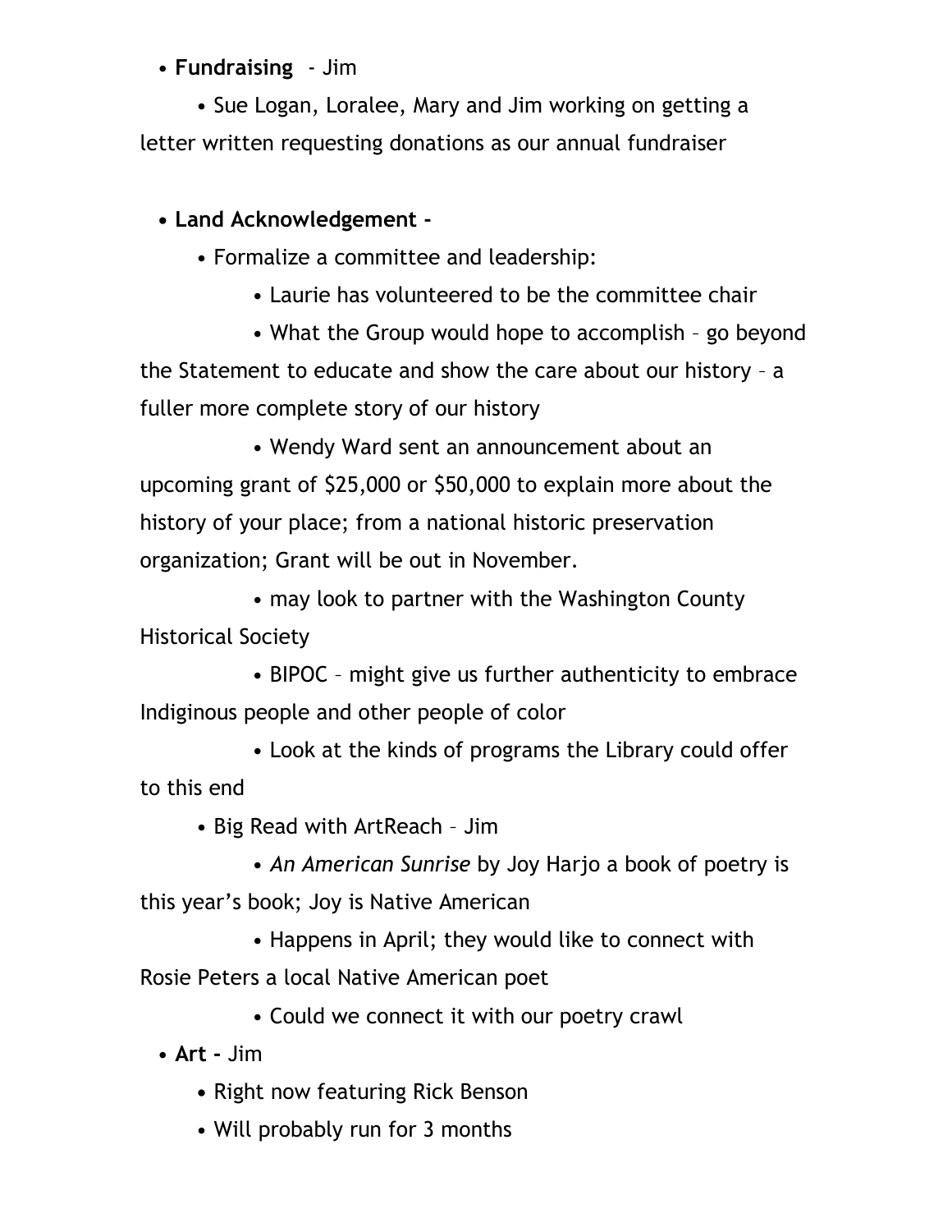- **Fundraising** - Jim
    - Sue Logan, Loralee, Mary and Jim working on getting a letter written requesting donations as our annual fundraiser

- **Land Acknowledgement -**
    - Formalize a committee and leadership:
        - Laurie has volunteered to be the committee chair
        - What the Group would hope to accomplish – go beyond the Statement to educate and show the care about our history – a fuller more complete story of our history
        - Wendy Ward sent an announcement about an upcoming grant of $25,000 or $50,000 to explain more about the history of your place; from a national historic preservation organization; Grant will be out in November.
        - may look to partner with the Washington County Historical Society
        - BIPOC – might give us further authenticity to embrace Indiginous people and other people of color
        - Look at the kinds of programs the Library could offer to this end
    - Big Read with ArtReach – Jim
        - *An American Sunrise* by Joy Harjo a book of poetry is this year's book; Joy is Native American
        - Happens in April; they would like to connect with Rosie Peters a local Native American poet
        - Could we connect it with our poetry crawl
- **Art -** Jim
    - Right now featuring Rick Benson
    - Will probably run for 3 months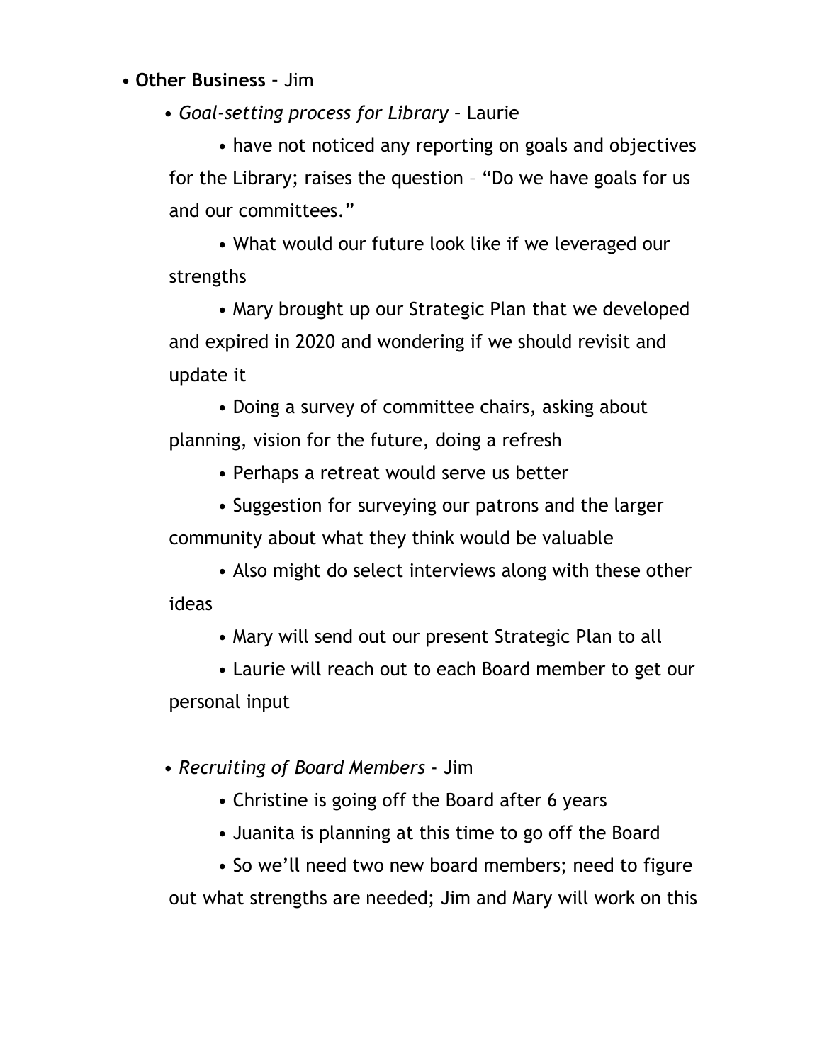- **Other Business -** Jim
  - *Goal-setting process for Library* – Laurie
    - have not noticed any reporting on goals and objectives for the Library; raises the question – "Do we have goals for us and our committees."
    - What would our future look like if we leveraged our strengths
    - Mary brought up our Strategic Plan that we developed and expired in 2020 and wondering if we should revisit and update it
    - Doing a survey of committee chairs, asking about planning, vision for the future, doing a refresh
    - Perhaps a retreat would serve us better
    - Suggestion for surveying our patrons and the larger community about what they think would be valuable
    - Also might do select interviews along with these other ideas
    - Mary will send out our present Strategic Plan to all
    - Laurie will reach out to each Board member to get our personal input

  - *Recruiting of Board Members* - Jim
    - Christine is going off the Board after 6 years
    - Juanita is planning at this time to go off the Board
    - So we'll need two new board members; need to figure out what strengths are needed; Jim and Mary will work on this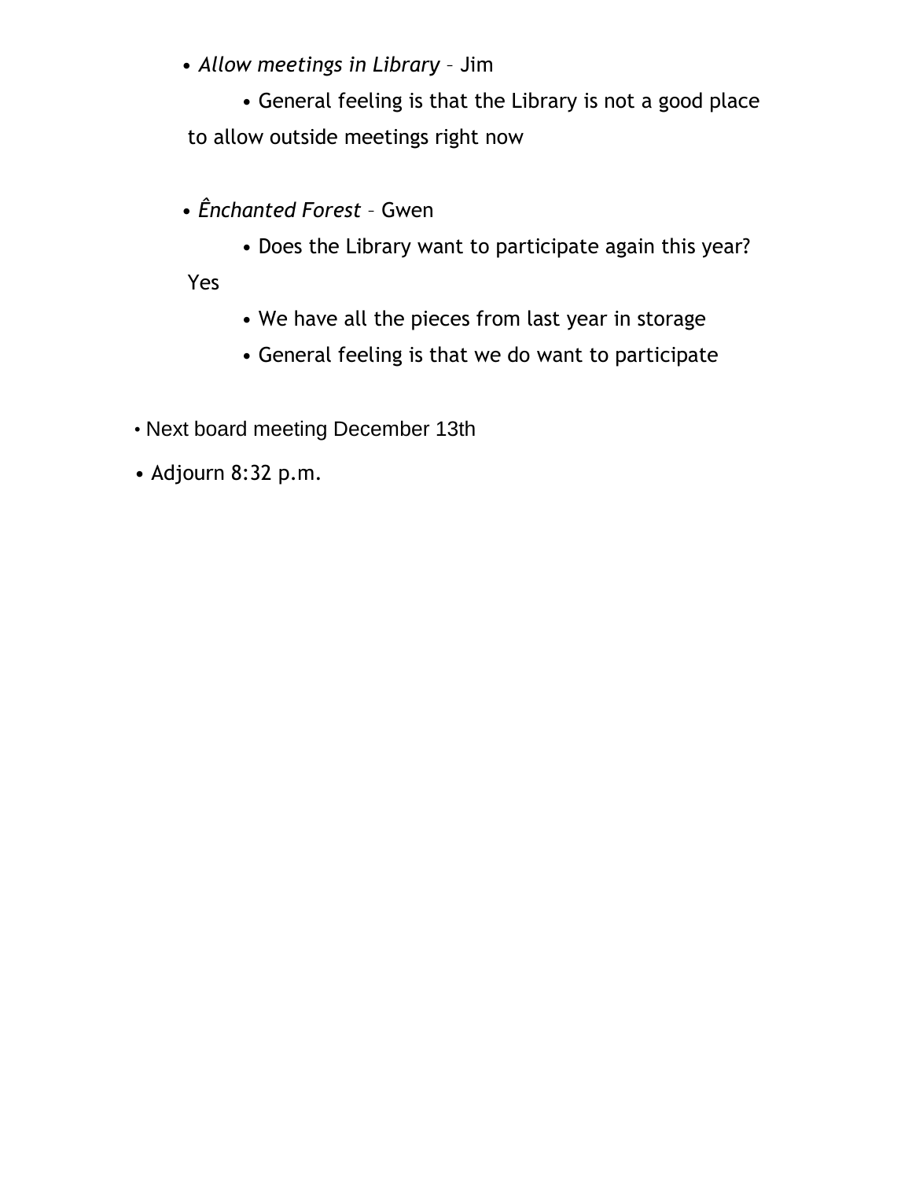- *Allow meetings in Library* – Jim
    - General feeling is that the Library is not a good place to allow outside meetings right now

- *Ênchanted Forest* – Gwen
    - Does the Library want to participate again this year? Yes
    - We have all the pieces from last year in storage
    - General feeling is that we do want to participate

- Next board meeting December 13th
- Adjourn 8:32 p.m.